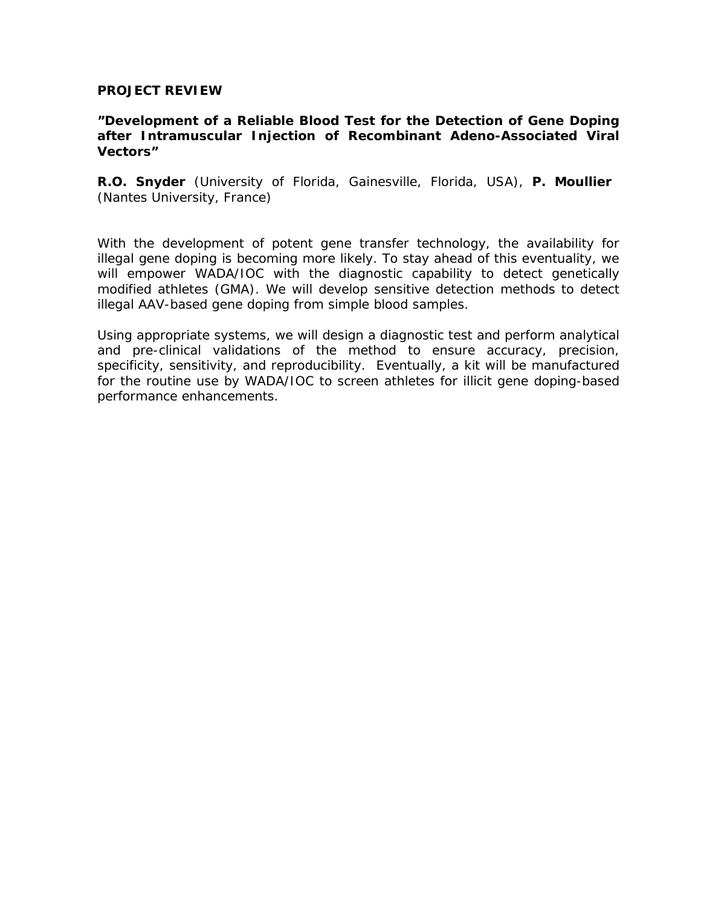**PROJECT REVIEW**

**"Development of a Reliable Blood Test for the Detection of Gene Doping after Intramuscular Injection of Recombinant Adeno-Associated Viral Vectors"**

**R.O. Snyder** (University of Florida, Gainesville, Florida, USA), **P. Moullier** (Nantes University, France)

With the development of potent gene transfer technology, the availability for illegal gene doping is becoming more likely. To stay ahead of this eventuality, we will empower WADA/IOC with the diagnostic capability to detect genetically modified athletes (GMA). We will develop sensitive detection methods to detect illegal AAV-based gene doping from simple blood samples.

Using appropriate systems, we will design a diagnostic test and perform analytical and pre-clinical validations of the method to ensure accuracy, precision, specificity, sensitivity, and reproducibility. Eventually, a kit will be manufactured for the routine use by WADA/IOC to screen athletes for illicit gene doping-based performance enhancements.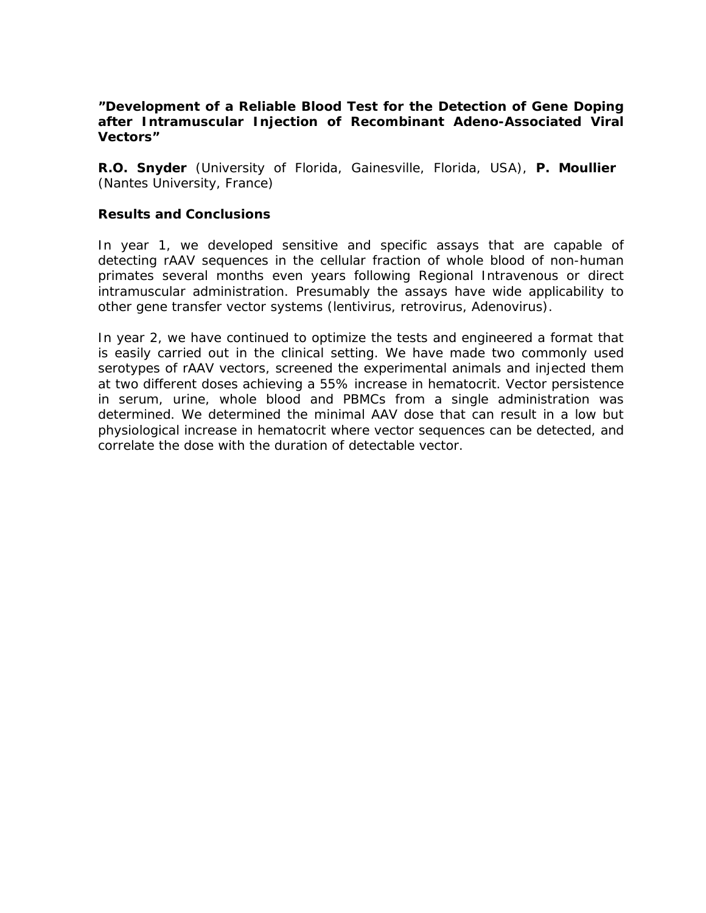**"Development of a Reliable Blood Test for the Detection of Gene Doping after Intramuscular Injection of Recombinant Adeno-Associated Viral Vectors"**

**R.O. Snyder** (University of Florida, Gainesville, Florida, USA), **P. Moullier** (Nantes University, France)

**Results and Conclusions**

In year 1, we developed sensitive and specific assays that are capable of detecting rAAV sequences in the cellular fraction of whole blood of non-human primates several months even years following Regional Intravenous or direct intramuscular administration. Presumably the assays have wide applicability to other gene transfer vector systems (lentivirus, retrovirus, Adenovirus).

In year 2, we have continued to optimize the tests and engineered a format that is easily carried out in the clinical setting. We have made two commonly used serotypes of rAAV vectors, screened the experimental animals and injected them at two different doses achieving a 55% increase in hematocrit. Vector persistence in serum, urine, whole blood and PBMCs from a single administration was determined. We determined the minimal AAV dose that can result in a low but physiological increase in hematocrit where vector sequences can be detected, and correlate the dose with the duration of detectable vector.